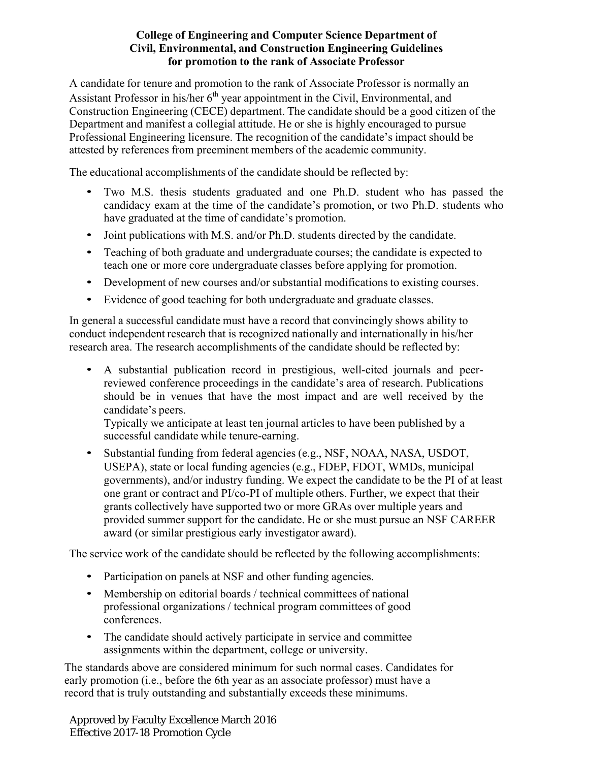**College of Engineering and Computer Science Department of Civil, Environmental, and Construction Engineering Guidelines for promotion to the rank of Associate Professor**

A candidate for tenure and promotion to the rank of Associate Professor is normally an Assistant Professor in his/her 6th year appointment in the Civil, Environmental, and Construction Engineering (CECE) department. The candidate should be a good citizen of the Department and manifest a collegial attitude. He or she is highly encouraged to pursue Professional Engineering licensure. The recognition of the candidate's impact should be attested by references from preeminent members of the academic community.

The educational accomplishments of the candidate should be reflected by:

- Two M.S. thesis students graduated and one Ph.D. student who has passed the candidacy exam at the time of the candidate's promotion, or two Ph.D. students who have graduated at the time of candidate's promotion.
- Joint publications with M.S. and/or Ph.D. students directed by the candidate.
- Teaching of both graduate and undergraduate courses; the candidate is expected to teach one or more core undergraduate classes before applying for promotion.
- Development of new courses and/or substantial modifications to existing courses.
- Evidence of good teaching for both undergraduate and graduate classes.

In general a successful candidate must have a record that convincingly shows ability to conduct independent research that is recognized nationally and internationally in his/her research area. The research accomplishments of the candidate should be reflected by:

- A substantial publication record in prestigious, well-cited journals and peer-reviewed conference proceedings in the candidate's area of research. Publications should be in venues that have the most impact and are well received by the candidate's peers.
  Typically we anticipate at least ten journal articles to have been published by a successful candidate while tenure-earning.
- Substantial funding from federal agencies (e.g., NSF, NOAA, NASA, USDOT, USEPA), state or local funding agencies (e.g., FDEP, FDOT, WMDs, municipal governments), and/or industry funding. We expect the candidate to be the PI of at least one grant or contract and PI/co-PI of multiple others. Further, we expect that their grants collectively have supported two or more GRAs over multiple years and provided summer support for the candidate. He or she must pursue an NSF CAREER award (or similar prestigious early investigator award).

The service work of the candidate should be reflected by the following accomplishments:

- Participation on panels at NSF and other funding agencies.
- Membership on editorial boards / technical committees of national professional organizations / technical program committees of good conferences.
- The candidate should actively participate in service and committee assignments within the department, college or university.

The standards above are considered minimum for such normal cases. Candidates for early promotion (i.e., before the 6th year as an associate professor) must have a record that is truly outstanding and substantially exceeds these minimums.

Approved by Faculty Excellence March 2016
Effective 2017-18 Promotion Cycle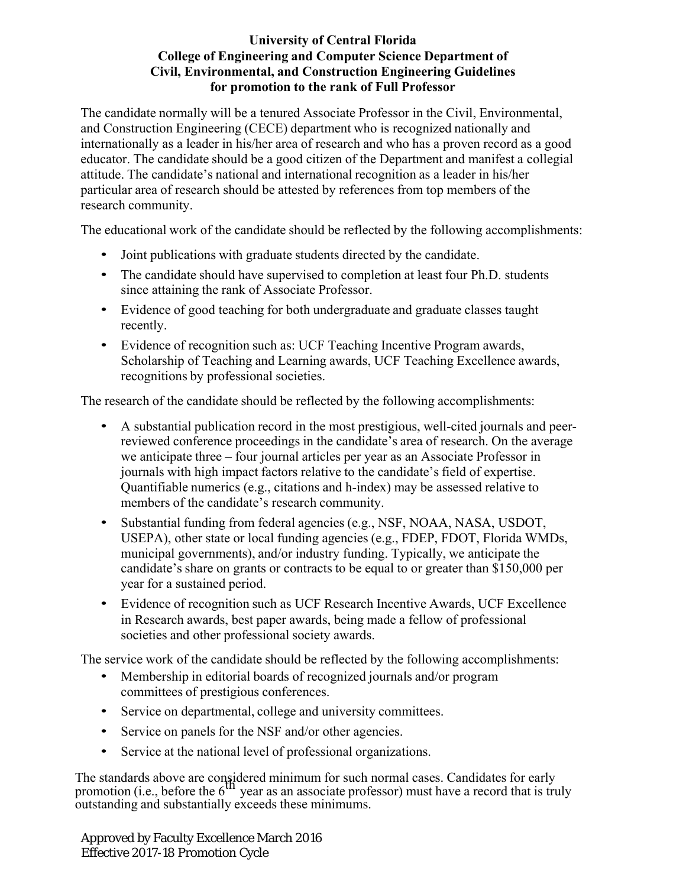# University of Central Florida
## College of Engineering and Computer Science Department of Civil, Environmental, and Construction Engineering Guidelines for promotion to the rank of Full Professor

The candidate normally will be a tenured Associate Professor in the Civil, Environmental, and Construction Engineering (CECE) department who is recognized nationally and internationally as a leader in his/her area of research and who has a proven record as a good educator. The candidate should be a good citizen of the Department and manifest a collegial attitude. The candidate's national and international recognition as a leader in his/her particular area of research should be attested by references from top members of the research community.

The educational work of the candidate should be reflected by the following accomplishments:

- Joint publications with graduate students directed by the candidate.
- The candidate should have supervised to completion at least four Ph.D. students since attaining the rank of Associate Professor.
- Evidence of good teaching for both undergraduate and graduate classes taught recently.
- Evidence of recognition such as: UCF Teaching Incentive Program awards, Scholarship of Teaching and Learning awards, UCF Teaching Excellence awards, recognitions by professional societies.

The research of the candidate should be reflected by the following accomplishments:

- A substantial publication record in the most prestigious, well-cited journals and peer-reviewed conference proceedings in the candidate's area of research. On the average we anticipate three – four journal articles per year as an Associate Professor in journals with high impact factors relative to the candidate's field of expertise. Quantifiable numerics (e.g., citations and h-index) may be assessed relative to members of the candidate's research community.
- Substantial funding from federal agencies (e.g., NSF, NOAA, NASA, USDOT, USEPA), other state or local funding agencies (e.g., FDEP, FDOT, Florida WMDs, municipal governments), and/or industry funding. Typically, we anticipate the candidate's share on grants or contracts to be equal to or greater than $150,000 per year for a sustained period.
- Evidence of recognition such as UCF Research Incentive Awards, UCF Excellence in Research awards, best paper awards, being made a fellow of professional societies and other professional society awards.

The service work of the candidate should be reflected by the following accomplishments:

- Membership in editorial boards of recognized journals and/or program committees of prestigious conferences.
- Service on departmental, college and university committees.
- Service on panels for the NSF and/or other agencies.
- Service at the national level of professional organizations.

The standards above are considered minimum for such normal cases. Candidates for early promotion (i.e., before the 6th year as an associate professor) must have a record that is truly outstanding and substantially exceeds these minimums.

Approved by Faculty Excellence March 2016
Effective 2017-18 Promotion Cycle